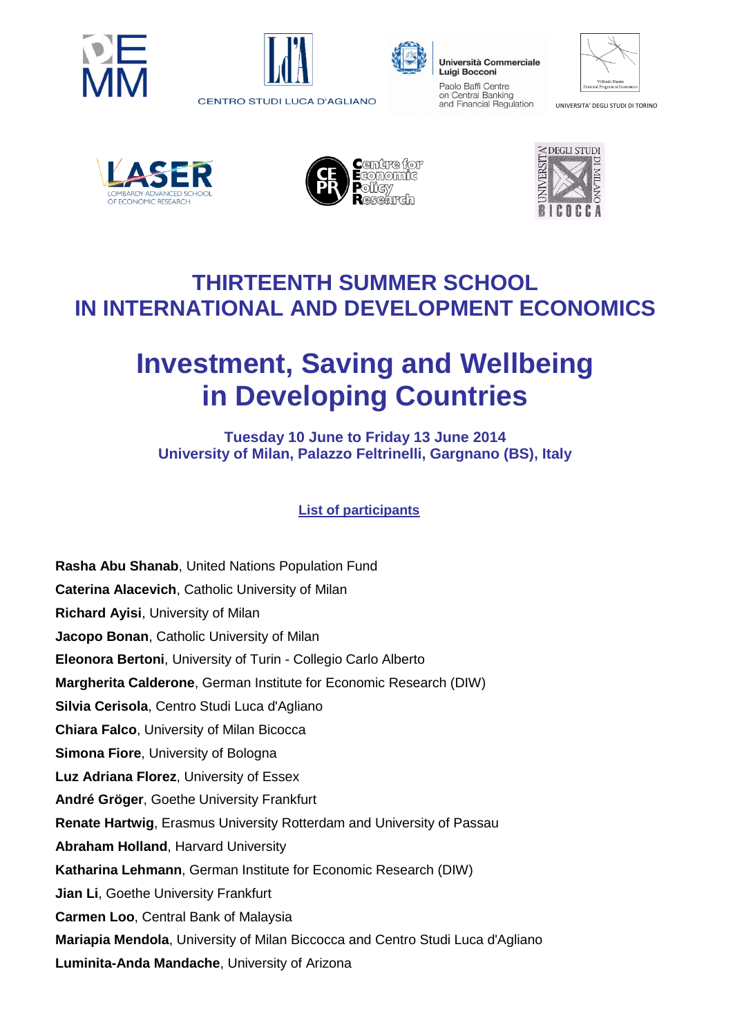# THIRTEENTH SUMMER SCHOOL IN INTERNATIONAL AND DEVELOPMENT ECONOMICS

# Investment, Saving and Wellbeing in Developing Countries

**Tuesday 10 June to Friday 13 June 2014**
**University of Milan, Palazzo Feltrinelli, Gargnano (BS), Italy**

**List of participants**

**Rasha Abu Shanab**, United Nations Population Fund
**Caterina Alacevich**, Catholic University of Milan
**Richard Ayisi**, University of Milan
**Jacopo Bonan**, Catholic University of Milan
**Eleonora Bertoni**, University of Turin - Collegio Carlo Alberto
**Margherita Calderone**, German Institute for Economic Research (DIW)
**Silvia Cerisola**, Centro Studi Luca d'Agliano
**Chiara Falco**, University of Milan Bicocca
**Simona Fiore**, University of Bologna
**Luz Adriana Florez**, University of Essex
**André Gröger**, Goethe University Frankfurt
**Renate Hartwig**, Erasmus University Rotterdam and University of Passau
**Abraham Holland**, Harvard University
**Katharina Lehmann**, German Institute for Economic Research (DIW)
**Jian Li**, Goethe University Frankfurt
**Carmen Loo**, Central Bank of Malaysia
**Mariapia Mendola**, University of Milan Biccocca and Centro Studi Luca d'Agliano
**Luminita-Anda Mandache**, University of Arizona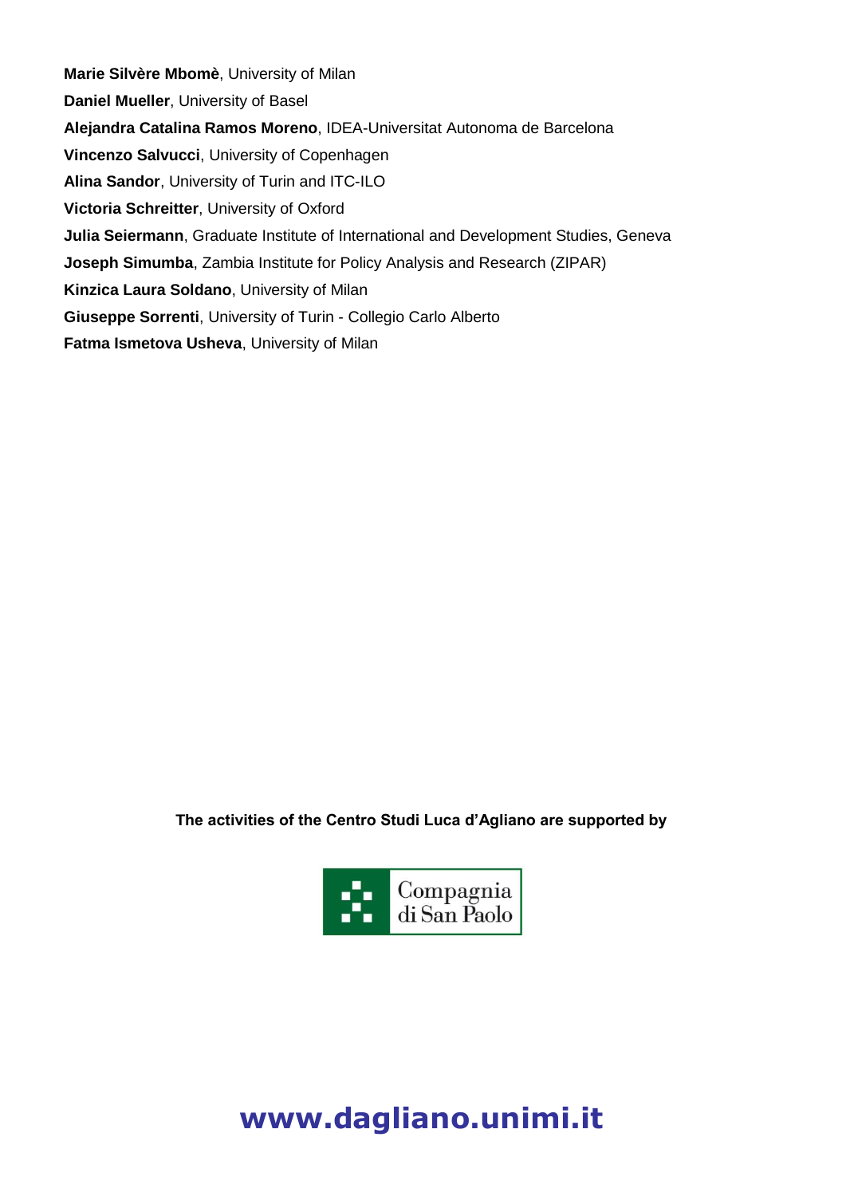**Marie Silvère Mbomè**, University of Milan

**Daniel Mueller**, University of Basel

**Alejandra Catalina Ramos Moreno**, IDEA-Universitat Autonoma de Barcelona

**Vincenzo Salvucci**, University of Copenhagen

**Alina Sandor**, University of Turin and ITC-ILO

**Victoria Schreitter**, University of Oxford

**Julia Seiermann**, Graduate Institute of International and Development Studies, Geneva

**Joseph Simumba**, Zambia Institute for Policy Analysis and Research (ZIPAR)

**Kinzica Laura Soldano**, University of Milan

**Giuseppe Sorrenti**, University of Turin - Collegio Carlo Alberto

**Fatma Ismetova Usheva**, University of Milan

**The activities of the Centro Studi Luca d'Agliano are supported by**

Compagnia di San Paolo

**www.dagliano.unimi.it**